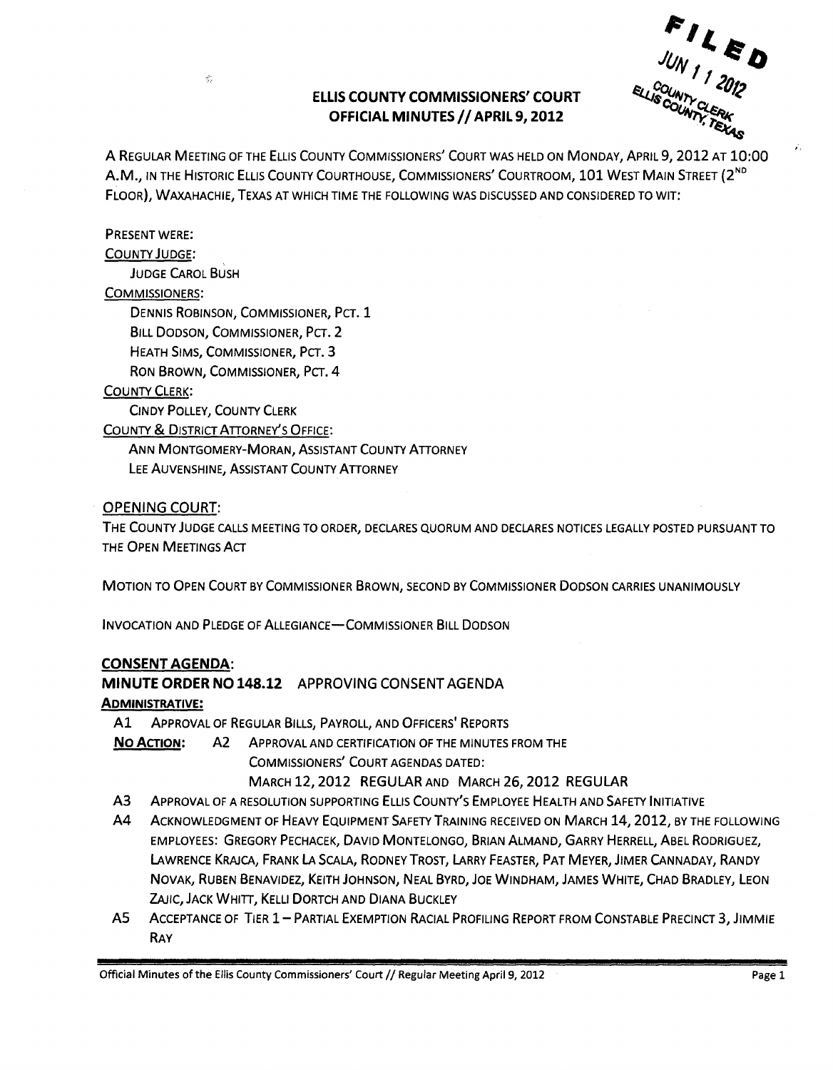FILED
JUN 11 2012
COUNTY CLERK
ELLIS COUNTY, TEXAS

# ELLIS COUNTY COMMISSIONERS' COURT
## OFFICIAL MINUTES // APRIL 9, 2012

A REGULAR MEETING OF THE ELLIS COUNTY COMMISSIONERS' COURT WAS HELD ON MONDAY, APRIL 9, 2012 AT 10:00 A.M., IN THE HISTORIC ELLIS COUNTY COURTHOUSE, COMMISSIONERS' COURTROOM, 101 WEST MAIN STREET (2ND FLOOR), WAXAHACHIE, TEXAS AT WHICH TIME THE FOLLOWING WAS DISCUSSED AND CONSIDERED TO WIT:

PRESENT WERE:

COUNTY JUDGE:
- JUDGE CAROL BUSH

COMMISSIONERS:
- DENNIS ROBINSON, COMMISSIONER, PCT. 1
- BILL DODSON, COMMISSIONER, PCT. 2
- HEATH SIMS, COMMISSIONER, PCT. 3
- RON BROWN, COMMISSIONER, PCT. 4

COUNTY CLERK:
- CINDY POLLEY, COUNTY CLERK

COUNTY & DISTRICT ATTORNEY'S OFFICE:
- ANN MONTGOMERY-MORAN, ASSISTANT COUNTY ATTORNEY
- LEE AUVENSHINE, ASSISTANT COUNTY ATTORNEY

## OPENING COURT:

THE COUNTY JUDGE CALLS MEETING TO ORDER, DECLARES QUORUM AND DECLARES NOTICES LEGALLY POSTED PURSUANT TO THE OPEN MEETINGS ACT

MOTION TO OPEN COURT BY COMMISSIONER BROWN, SECOND BY COMMISSIONER DODSON CARRIES UNANIMOUSLY

INVOCATION AND PLEDGE OF ALLEGIANCE—COMMISSIONER BILL DODSON

## CONSENT AGENDA:

### MINUTE ORDER NO 148.12 APPROVING CONSENT AGENDA

**ADMINISTRATIVE:**

- A1 APPROVAL OF REGULAR BILLS, PAYROLL, AND OFFICERS' REPORTS
- **NO ACTION:** A2 APPROVAL AND CERTIFICATION OF THE MINUTES FROM THE COMMISSIONERS' COURT AGENDAS DATED: MARCH 12, 2012 REGULAR AND MARCH 26, 2012 REGULAR
- A3 APPROVAL OF A RESOLUTION SUPPORTING ELLIS COUNTY'S EMPLOYEE HEALTH AND SAFETY INITIATIVE
- A4 ACKNOWLEDGMENT OF HEAVY EQUIPMENT SAFETY TRAINING RECEIVED ON MARCH 14, 2012, BY THE FOLLOWING EMPLOYEES: GREGORY PECHACEK, DAVID MONTELONGO, BRIAN ALMAND, GARRY HERRELL, ABEL RODRIGUEZ, LAWRENCE KRAJCA, FRANK LA SCALA, RODNEY TROST, LARRY FEASTER, PAT MEYER, JIMER CANNADAY, RANDY NOVAK, RUBEN BENAVIDEZ, KEITH JOHNSON, NEAL BYRD, JOE WINDHAM, JAMES WHITE, CHAD BRADLEY, LEON ZAJIC, JACK WHITT, KELLI DORTCH AND DIANA BUCKLEY
- A5 ACCEPTANCE OF TIER 1 – PARTIAL EXEMPTION RACIAL PROFILING REPORT FROM CONSTABLE PRECINCT 3, JIMMIE RAY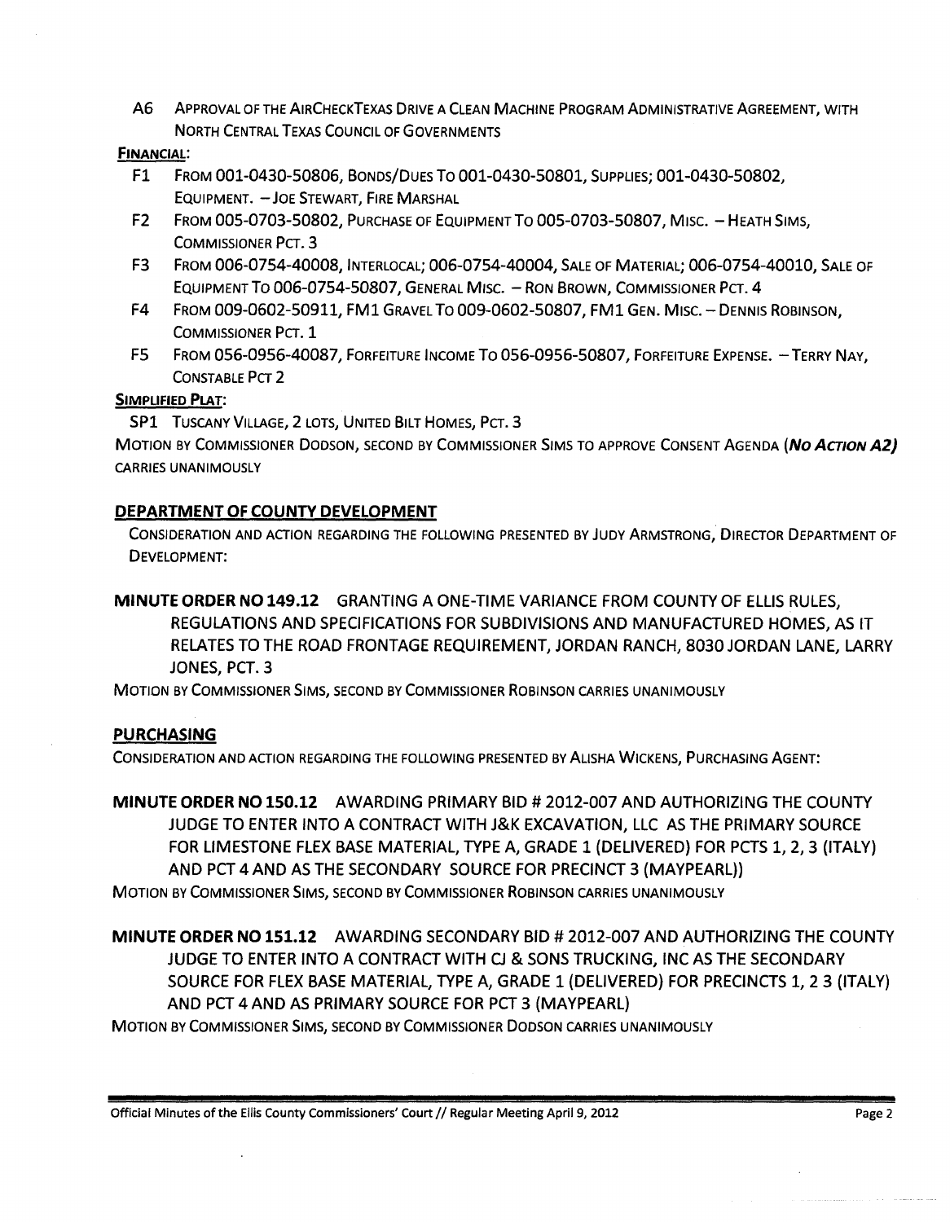A6 APPROVAL OF THE AIRCHECKTEXAS DRIVE A CLEAN MACHINE PROGRAM ADMINISTRATIVE AGREEMENT, WITH NORTH CENTRAL TEXAS COUNCIL OF GOVERNMENTS

**FINANCIAL:**

- F1 FROM 001-0430-50806, BONDS/DUES TO 001-0430-50801, SUPPLIES; 001-0430-50802, EQUIPMENT. – JOE STEWART, FIRE MARSHAL
- F2 FROM 005-0703-50802, PURCHASE OF EQUIPMENT TO 005-0703-50807, MISC. – HEATH SIMS, COMMISSIONER PCT. 3
- F3 FROM 006-0754-40008, INTERLOCAL; 006-0754-40004, SALE OF MATERIAL; 006-0754-40010, SALE OF EQUIPMENT TO 006-0754-50807, GENERAL MISC. – RON BROWN, COMMISSIONER PCT. 4
- F4 FROM 009-0602-50911, FM1 GRAVEL TO 009-0602-50807, FM1 GEN. MISC. – DENNIS ROBINSON, COMMISSIONER PCT. 1
- F5 FROM 056-0956-40087, FORFEITURE INCOME TO 056-0956-50807, FORFEITURE EXPENSE. – TERRY NAY, CONSTABLE PCT 2

**SIMPLIFIED PLAT:**

SP1 TUSCANY VILLAGE, 2 LOTS, UNITED BILT HOMES, PCT. 3

MOTION BY COMMISSIONER DODSON, SECOND BY COMMISSIONER SIMS TO APPROVE CONSENT AGENDA ***(NO ACTION A2)*** CARRIES UNANIMOUSLY

## DEPARTMENT OF COUNTY DEVELOPMENT

CONSIDERATION AND ACTION REGARDING THE FOLLOWING PRESENTED BY JUDY ARMSTRONG, DIRECTOR DEPARTMENT OF DEVELOPMENT:

**MINUTE ORDER NO 149.12** GRANTING A ONE-TIME VARIANCE FROM COUNTY OF ELLIS RULES, REGULATIONS AND SPECIFICATIONS FOR SUBDIVISIONS AND MANUFACTURED HOMES, AS IT RELATES TO THE ROAD FRONTAGE REQUIREMENT, JORDAN RANCH, 8030 JORDAN LANE, LARRY JONES, PCT. 3

MOTION BY COMMISSIONER SIMS, SECOND BY COMMISSIONER ROBINSON CARRIES UNANIMOUSLY

## PURCHASING

CONSIDERATION AND ACTION REGARDING THE FOLLOWING PRESENTED BY ALISHA WICKENS, PURCHASING AGENT:

**MINUTE ORDER NO 150.12** AWARDING PRIMARY BID # 2012-007 AND AUTHORIZING THE COUNTY JUDGE TO ENTER INTO A CONTRACT WITH J&K EXCAVATION, LLC AS THE PRIMARY SOURCE FOR LIMESTONE FLEX BASE MATERIAL, TYPE A, GRADE 1 (DELIVERED) FOR PCTS 1, 2, 3 (ITALY) AND PCT 4 AND AS THE SECONDARY SOURCE FOR PRECINCT 3 (MAYPEARL))

MOTION BY COMMISSIONER SIMS, SECOND BY COMMISSIONER ROBINSON CARRIES UNANIMOUSLY

**MINUTE ORDER NO 151.12** AWARDING SECONDARY BID # 2012-007 AND AUTHORIZING THE COUNTY JUDGE TO ENTER INTO A CONTRACT WITH CJ & SONS TRUCKING, INC AS THE SECONDARY SOURCE FOR FLEX BASE MATERIAL, TYPE A, GRADE 1 (DELIVERED) FOR PRECINCTS 1, 2 3 (ITALY) AND PCT 4 AND AS PRIMARY SOURCE FOR PCT 3 (MAYPEARL)

MOTION BY COMMISSIONER SIMS, SECOND BY COMMISSIONER DODSON CARRIES UNANIMOUSLY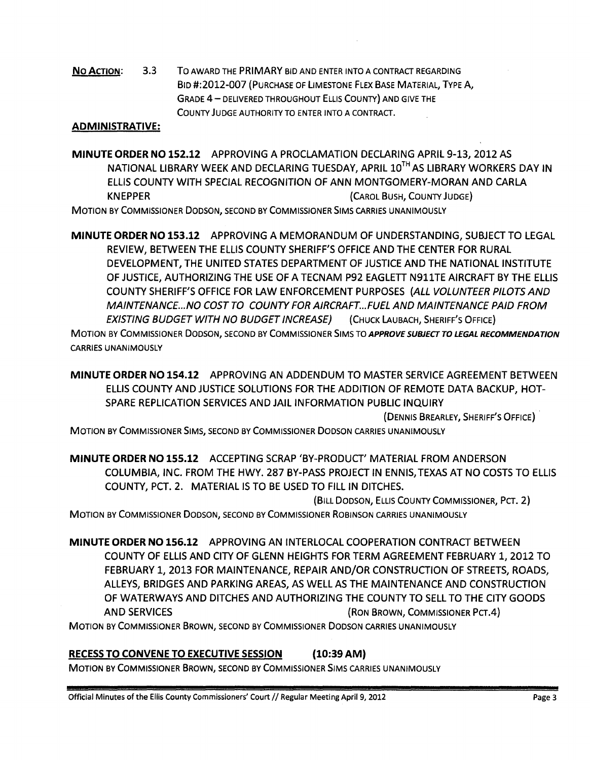**NO ACTION:** 3.3 TO AWARD THE PRIMARY BID AND ENTER INTO A CONTRACT REGARDING BID #:2012-007 (PURCHASE OF LIMESTONE FLEX BASE MATERIAL, TYPE A, GRADE 4 – DELIVERED THROUGHOUT ELLIS COUNTY) AND GIVE THE COUNTY JUDGE AUTHORITY TO ENTER INTO A CONTRACT.

**ADMINISTRATIVE:**

**MINUTE ORDER NO 152.12** APPROVING A PROCLAMATION DECLARING APRIL 9-13, 2012 AS NATIONAL LIBRARY WEEK AND DECLARING TUESDAY, APRIL 10TH AS LIBRARY WORKERS DAY IN ELLIS COUNTY WITH SPECIAL RECOGNITION OF ANN MONTGOMERY-MORAN AND CARLA KNEPPER (CAROL BUSH, COUNTY JUDGE)

MOTION BY COMMISSIONER DODSON, SECOND BY COMMISSIONER SIMS CARRIES UNANIMOUSLY

**MINUTE ORDER NO 153.12** APPROVING A MEMORANDUM OF UNDERSTANDING, SUBJECT TO LEGAL REVIEW, BETWEEN THE ELLIS COUNTY SHERIFF'S OFFICE AND THE CENTER FOR RURAL DEVELOPMENT, THE UNITED STATES DEPARTMENT OF JUSTICE AND THE NATIONAL INSTITUTE OF JUSTICE, AUTHORIZING THE USE OF A TECNAM P92 EAGLETT N911TE AIRCRAFT BY THE ELLIS COUNTY SHERIFF'S OFFICE FOR LAW ENFORCEMENT PURPOSES *(ALL VOLUNTEER PILOTS AND MAINTENANCE...NO COST TO COUNTY FOR AIRCRAFT...FUEL AND MAINTENANCE PAID FROM EXISTING BUDGET WITH NO BUDGET INCREASE)* (CHUCK LAUBACH, SHERIFF'S OFFICE)

MOTION BY COMMISSIONER DODSON, SECOND BY COMMISSIONER SIMS TO ***APPROVE SUBJECT TO LEGAL RECOMMENDATION*** CARRIES UNANIMOUSLY

**MINUTE ORDER NO 154.12** APPROVING AN ADDENDUM TO MASTER SERVICE AGREEMENT BETWEEN ELLIS COUNTY AND JUSTICE SOLUTIONS FOR THE ADDITION OF REMOTE DATA BACKUP, HOT-SPARE REPLICATION SERVICES AND JAIL INFORMATION PUBLIC INQUIRY (DENNIS BREARLEY, SHERIFF'S OFFICE)

MOTION BY COMMISSIONER SIMS, SECOND BY COMMISSIONER DODSON CARRIES UNANIMOUSLY

**MINUTE ORDER NO 155.12** ACCEPTING SCRAP 'BY-PRODUCT' MATERIAL FROM ANDERSON COLUMBIA, INC. FROM THE HWY. 287 BY-PASS PROJECT IN ENNIS, TEXAS AT NO COSTS TO ELLIS COUNTY, PCT. 2. MATERIAL IS TO BE USED TO FILL IN DITCHES. (BILL DODSON, ELLIS COUNTY COMMISSIONER, PCT. 2)

MOTION BY COMMISSIONER DODSON, SECOND BY COMMISSIONER ROBINSON CARRIES UNANIMOUSLY

**MINUTE ORDER NO 156.12** APPROVING AN INTERLOCAL COOPERATION CONTRACT BETWEEN COUNTY OF ELLIS AND CITY OF GLENN HEIGHTS FOR TERM AGREEMENT FEBRUARY 1, 2012 TO FEBRUARY 1, 2013 FOR MAINTENANCE, REPAIR AND/OR CONSTRUCTION OF STREETS, ROADS, ALLEYS, BRIDGES AND PARKING AREAS, AS WELL AS THE MAINTENANCE AND CONSTRUCTION OF WATERWAYS AND DITCHES AND AUTHORIZING THE COUNTY TO SELL TO THE CITY GOODS AND SERVICES (RON BROWN, COMMISSIONER PCT.4)

MOTION BY COMMISSIONER BROWN, SECOND BY COMMISSIONER DODSON CARRIES UNANIMOUSLY

**RECESS TO CONVENE TO EXECUTIVE SESSION (10:39 AM)**

MOTION BY COMMISSIONER BROWN, SECOND BY COMMISSIONER SIMS CARRIES UNANIMOUSLY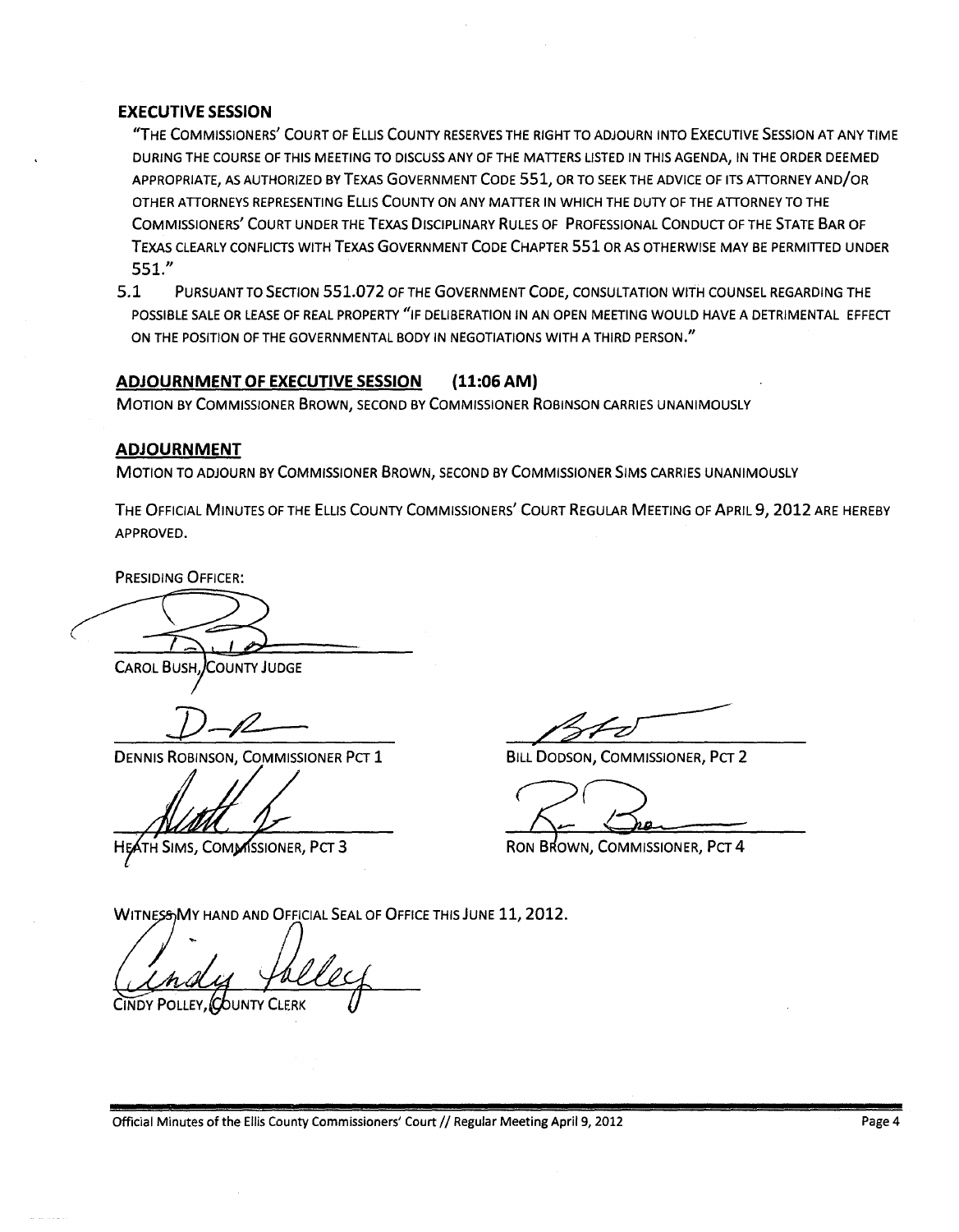### EXECUTIVE SESSION

"THE COMMISSIONERS' COURT OF ELLIS COUNTY RESERVES THE RIGHT TO ADJOURN INTO EXECUTIVE SESSION AT ANY TIME DURING THE COURSE OF THIS MEETING TO DISCUSS ANY OF THE MATTERS LISTED IN THIS AGENDA, IN THE ORDER DEEMED APPROPRIATE, AS AUTHORIZED BY TEXAS GOVERNMENT CODE 551, OR TO SEEK THE ADVICE OF ITS ATTORNEY AND/OR OTHER ATTORNEYS REPRESENTING ELLIS COUNTY ON ANY MATTER IN WHICH THE DUTY OF THE ATTORNEY TO THE COMMISSIONERS' COURT UNDER THE TEXAS DISCIPLINARY RULES OF PROFESSIONAL CONDUCT OF THE STATE BAR OF TEXAS CLEARLY CONFLICTS WITH TEXAS GOVERNMENT CODE CHAPTER 551 OR AS OTHERWISE MAY BE PERMITTED UNDER 551."

5.1 PURSUANT TO SECTION 551.072 OF THE GOVERNMENT CODE, CONSULTATION WITH COUNSEL REGARDING THE POSSIBLE SALE OR LEASE OF REAL PROPERTY "IF DELIBERATION IN AN OPEN MEETING WOULD HAVE A DETRIMENTAL EFFECT ON THE POSITION OF THE GOVERNMENTAL BODY IN NEGOTIATIONS WITH A THIRD PERSON."

### ADJOURNMENT OF EXECUTIVE SESSION (11:06 AM)

MOTION BY COMMISSIONER BROWN, SECOND BY COMMISSIONER ROBINSON CARRIES UNANIMOUSLY

### ADJOURNMENT

MOTION TO ADJOURN BY COMMISSIONER BROWN, SECOND BY COMMISSIONER SIMS CARRIES UNANIMOUSLY

THE OFFICIAL MINUTES OF THE ELLIS COUNTY COMMISSIONERS' COURT REGULAR MEETING OF APRIL 9, 2012 ARE HEREBY APPROVED.

PRESIDING OFFICER:

CAROL BUSH, COUNTY JUDGE

DENNIS ROBINSON, COMMISSIONER PCT 1

BILL DODSON, COMMISSIONER, PCT 2

HEATH SIMS, COMMISSIONER, PCT 3

RON BROWN, COMMISSIONER, PCT 4

WITNESS MY HAND AND OFFICIAL SEAL OF OFFICE THIS JUNE 11, 2012.

CINDY POLLEY, COUNTY CLERK